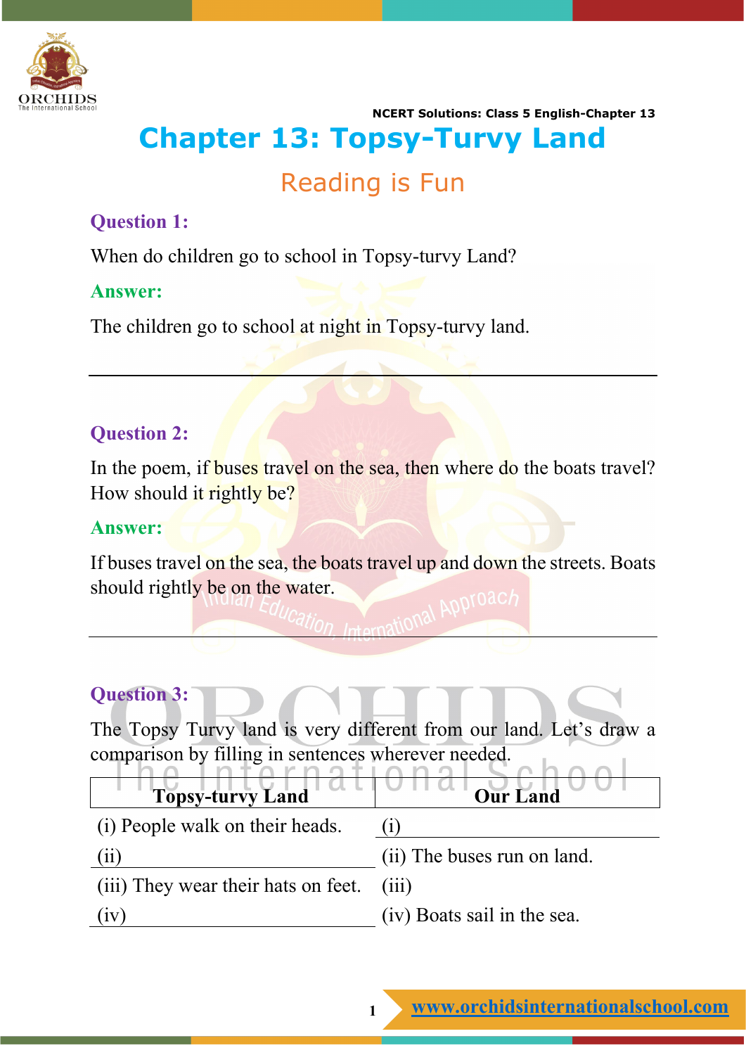# Chapter 13: Topsy-Turvy Land

## Reading is Fun

**Question 1:**

When do children go to school in Topsy-turvy Land?

**Answer:**

The children go to school at night in Topsy-turvy land.

---

**Question 2:**

In the poem, if buses travel on the sea, then where do the boats travel? How should it rightly be?

**Answer:**

If buses travel on the sea, the boats travel up and down the streets. Boats should rightly be on the water.

---

**Question 3:**

The Topsy Turvy land is very different from our land. Let's draw a comparison by filling in sentences wherever needed.

| Topsy-turvy Land | Our Land |
| --- | --- |
| (i) People walk on their heads. | (i) |
| (ii) | (ii) The buses run on land. |
| (iii) They wear their hats on feet. | (iii) |
| (iv) | (iv) Boats sail in the sea. |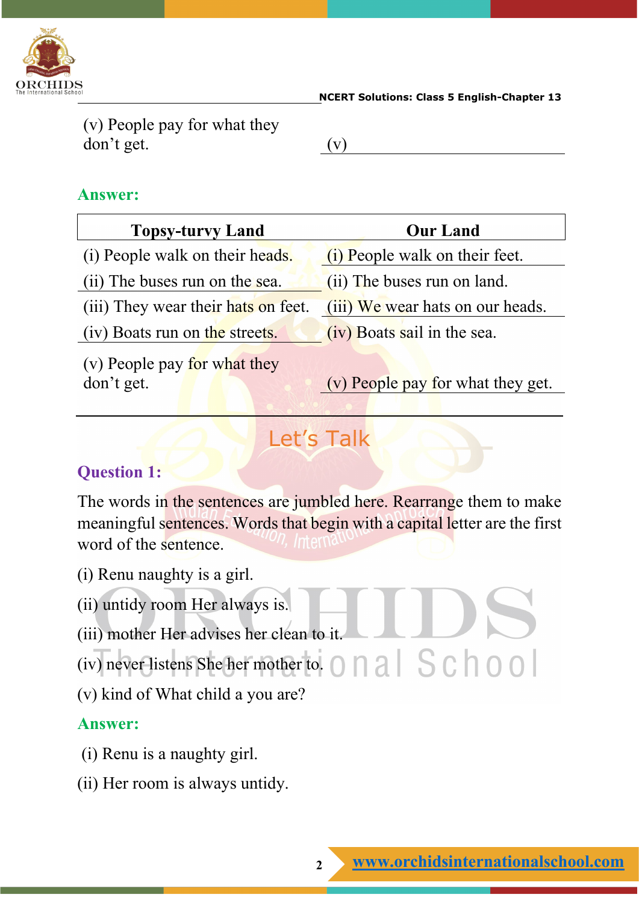| | |
|---|---|
| (v) People pay for what they don't get. | (v) |

**Answer:**

| Topsy-turvy Land | Our Land |
|---|---|
| (i) People walk on their heads. | (i) People walk on their feet. |
| (ii) The buses run on the sea. | (ii) The buses run on land. |
| (iii) They wear their hats on feet. | (iii) We wear hats on our heads. |
| (iv) Boats run on the streets. | (iv) Boats sail in the sea. |
| (v) People pay for what they don't get. | (v) People pay for what they get. |

## Let's Talk

**Question 1:**

The words in the sentences are jumbled here. Rearrange them to make meaningful sentences. Words that begin with a capital letter are the first word of the sentence.

(i) Renu naughty is a girl.

(ii) untidy room Her always is.

(iii) mother Her advises her clean to it.

(iv) never listens She her mother to.

(v) kind of What child a you are?

**Answer:**

(i) Renu is a naughty girl.

(ii) Her room is always untidy.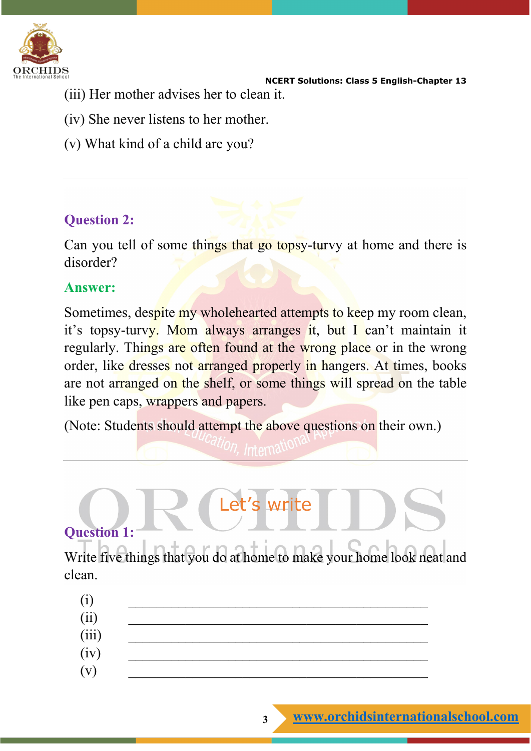(iii) Her mother advises her to clean it.

(iv) She never listens to her mother.

(v) What kind of a child are you?

---

**Question 2:**

Can you tell of some things that go topsy-turvy at home and there is disorder?

**Answer:**

Sometimes, despite my wholehearted attempts to keep my room clean, it's topsy-turvy. Mom always arranges it, but I can't maintain it regularly. Things are often found at the wrong place or in the wrong order, like dresses not arranged properly in hangers. At times, books are not arranged on the shelf, or some things will spread on the table like pen caps, wrappers and papers.

(Note: Students should attempt the above questions on their own.)

---

## Let's write

**Question 1:**

Write five things that you do at home to make your home look neat and clean.

(i) ____________________

(ii) ____________________

(iii) ____________________

(iv) ____________________

(v) ____________________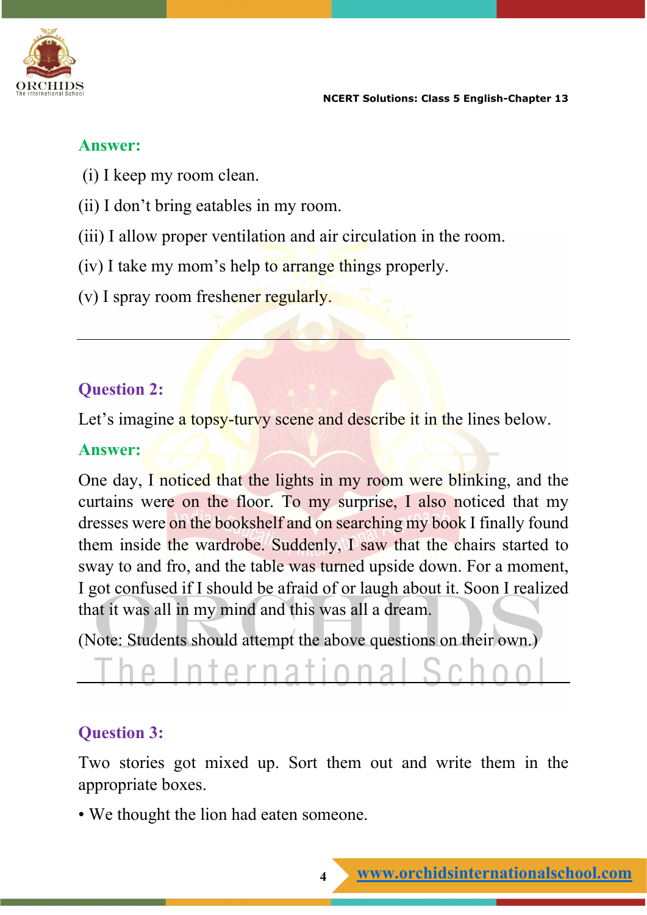**Answer:**

(i) I keep my room clean.

(ii) I don't bring eatables in my room.

(iii) I allow proper ventilation and air circulation in the room.

(iv) I take my mom's help to arrange things properly.

(v) I spray room freshener regularly.

---

**Question 2:**

Let's imagine a topsy-turvy scene and describe it in the lines below.

**Answer:**

One day, I noticed that the lights in my room were blinking, and the curtains were on the floor. To my surprise, I also noticed that my dresses were on the bookshelf and on searching my book I finally found them inside the wardrobe. Suddenly, I saw that the chairs started to sway to and fro, and the table was turned upside down. For a moment, I got confused if I should be afraid of or laugh about it. Soon I realized that it was all in my mind and this was all a dream.

(Note: Students should attempt the above questions on their own.)

---

**Question 3:**

Two stories got mixed up. Sort them out and write them in the appropriate boxes.

- We thought the lion had eaten someone.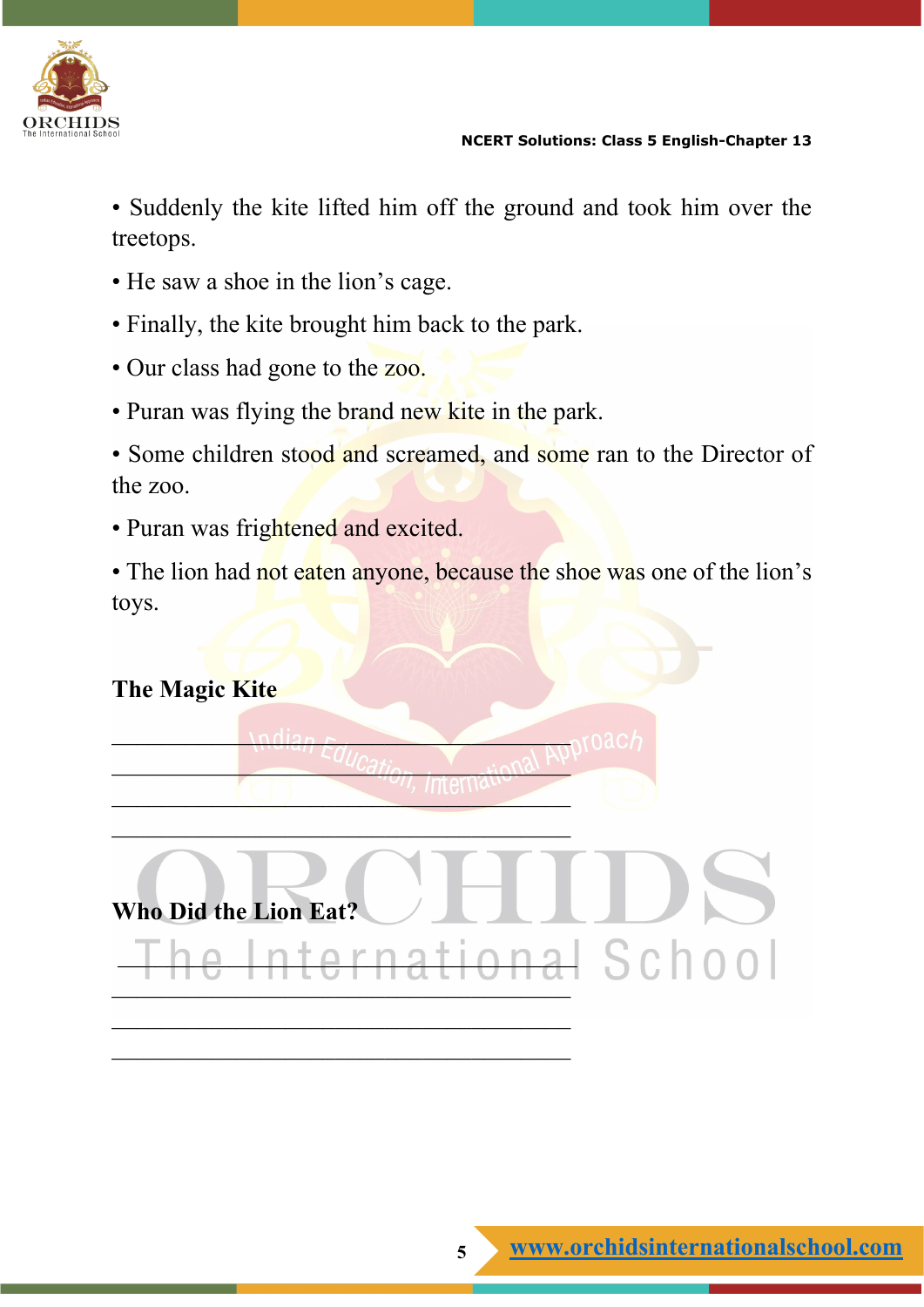- Suddenly the kite lifted him off the ground and took him over the treetops.
- He saw a shoe in the lion's cage.
- Finally, the kite brought him back to the park.
- Our class had gone to the zoo.
- Puran was flying the brand new kite in the park.
- Some children stood and screamed, and some ran to the Director of the zoo.
- Puran was frightened and excited.
- The lion had not eaten anyone, because the shoe was one of the lion's toys.

**The Magic Kite**

\_\_\_\_\_\_\_\_\_\_\_\_\_\_\_\_\_\_\_\_\_\_\_\_\_\_\_\_\_\_\_\_\_\_\_\_\_\_\_\_

\_\_\_\_\_\_\_\_\_\_\_\_\_\_\_\_\_\_\_\_\_\_\_\_\_\_\_\_\_\_\_\_\_\_\_\_\_\_\_\_

\_\_\_\_\_\_\_\_\_\_\_\_\_\_\_\_\_\_\_\_\_\_\_\_\_\_\_\_\_\_\_\_\_\_\_\_\_\_\_\_

\_\_\_\_\_\_\_\_\_\_\_\_\_\_\_\_\_\_\_\_\_\_\_\_\_\_\_\_\_\_\_\_\_\_\_\_\_\_\_\_

**Who Did the Lion Eat?**

\_\_\_\_\_\_\_\_\_\_\_\_\_\_\_\_\_\_\_\_\_\_\_\_\_\_\_\_\_\_\_\_\_\_\_\_\_\_\_\_

\_\_\_\_\_\_\_\_\_\_\_\_\_\_\_\_\_\_\_\_\_\_\_\_\_\_\_\_\_\_\_\_\_\_\_\_\_\_\_\_

\_\_\_\_\_\_\_\_\_\_\_\_\_\_\_\_\_\_\_\_\_\_\_\_\_\_\_\_\_\_\_\_\_\_\_\_\_\_\_\_

\_\_\_\_\_\_\_\_\_\_\_\_\_\_\_\_\_\_\_\_\_\_\_\_\_\_\_\_\_\_\_\_\_\_\_\_\_\_\_\_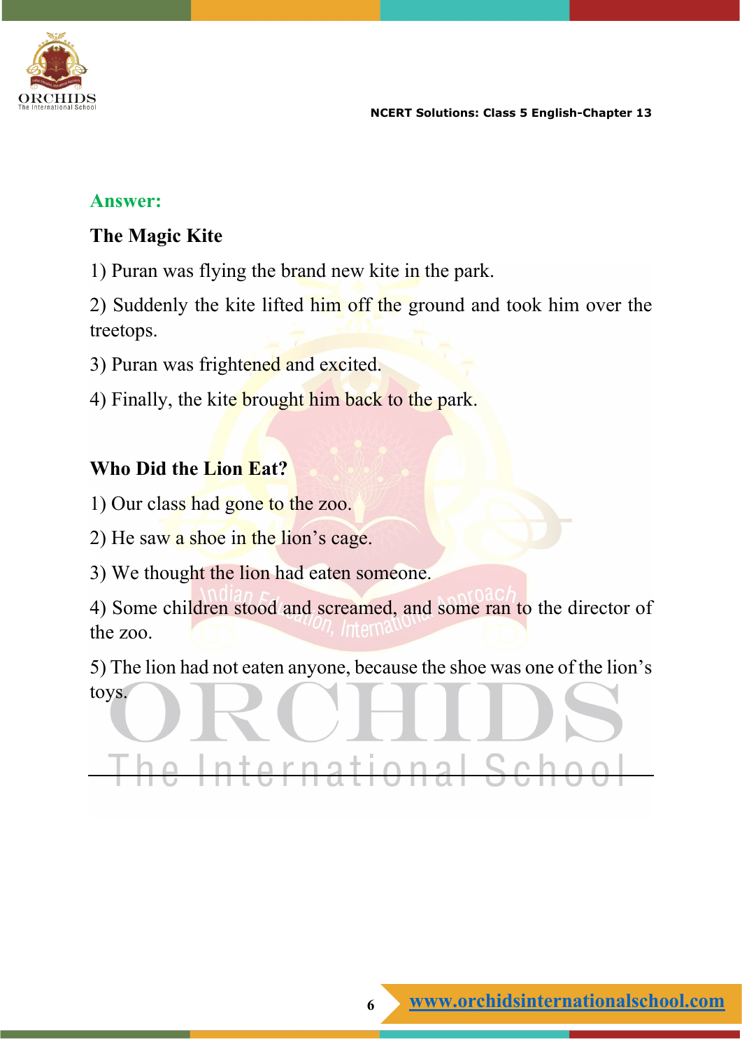**Answer:**

**The Magic Kite**

1) Puran was flying the brand new kite in the park.

2) Suddenly the kite lifted him off the ground and took him over the treetops.

3) Puran was frightened and excited.

4) Finally, the kite brought him back to the park.

**Who Did the Lion Eat?**

1) Our class had gone to the zoo.

2) He saw a shoe in the lion's cage.

3) We thought the lion had eaten someone.

4) Some children stood and screamed, and some ran to the director of the zoo.

5) The lion had not eaten anyone, because the shoe was one of the lion's toys.